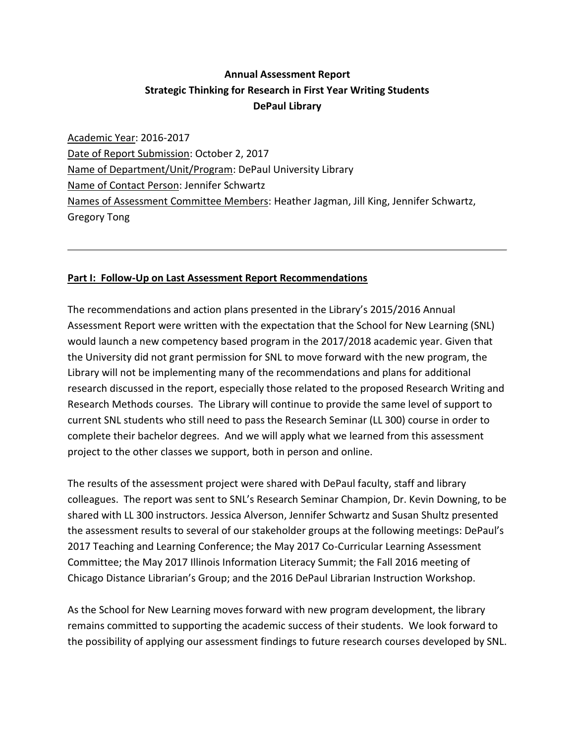**Annual Assessment Report**
**Strategic Thinking for Research in First Year Writing Students**
**DePaul Library**

Academic Year: 2016-2017
Date of Report Submission: October 2, 2017
Name of Department/Unit/Program: DePaul University Library
Name of Contact Person: Jennifer Schwartz
Names of Assessment Committee Members: Heather Jagman, Jill King, Jennifer Schwartz, Gregory Tong

---

## Part I: Follow-Up on Last Assessment Report Recommendations

The recommendations and action plans presented in the Library's 2015/2016 Annual Assessment Report were written with the expectation that the School for New Learning (SNL) would launch a new competency based program in the 2017/2018 academic year. Given that the University did not grant permission for SNL to move forward with the new program, the Library will not be implementing many of the recommendations and plans for additional research discussed in the report, especially those related to the proposed Research Writing and Research Methods courses. The Library will continue to provide the same level of support to current SNL students who still need to pass the Research Seminar (LL 300) course in order to complete their bachelor degrees. And we will apply what we learned from this assessment project to the other classes we support, both in person and online.

The results of the assessment project were shared with DePaul faculty, staff and library colleagues. The report was sent to SNL's Research Seminar Champion, Dr. Kevin Downing, to be shared with LL 300 instructors. Jessica Alverson, Jennifer Schwartz and Susan Shultz presented the assessment results to several of our stakeholder groups at the following meetings: DePaul's 2017 Teaching and Learning Conference; the May 2017 Co-Curricular Learning Assessment Committee; the May 2017 Illinois Information Literacy Summit; the Fall 2016 meeting of Chicago Distance Librarian's Group; and the 2016 DePaul Librarian Instruction Workshop.

As the School for New Learning moves forward with new program development, the library remains committed to supporting the academic success of their students. We look forward to the possibility of applying our assessment findings to future research courses developed by SNL.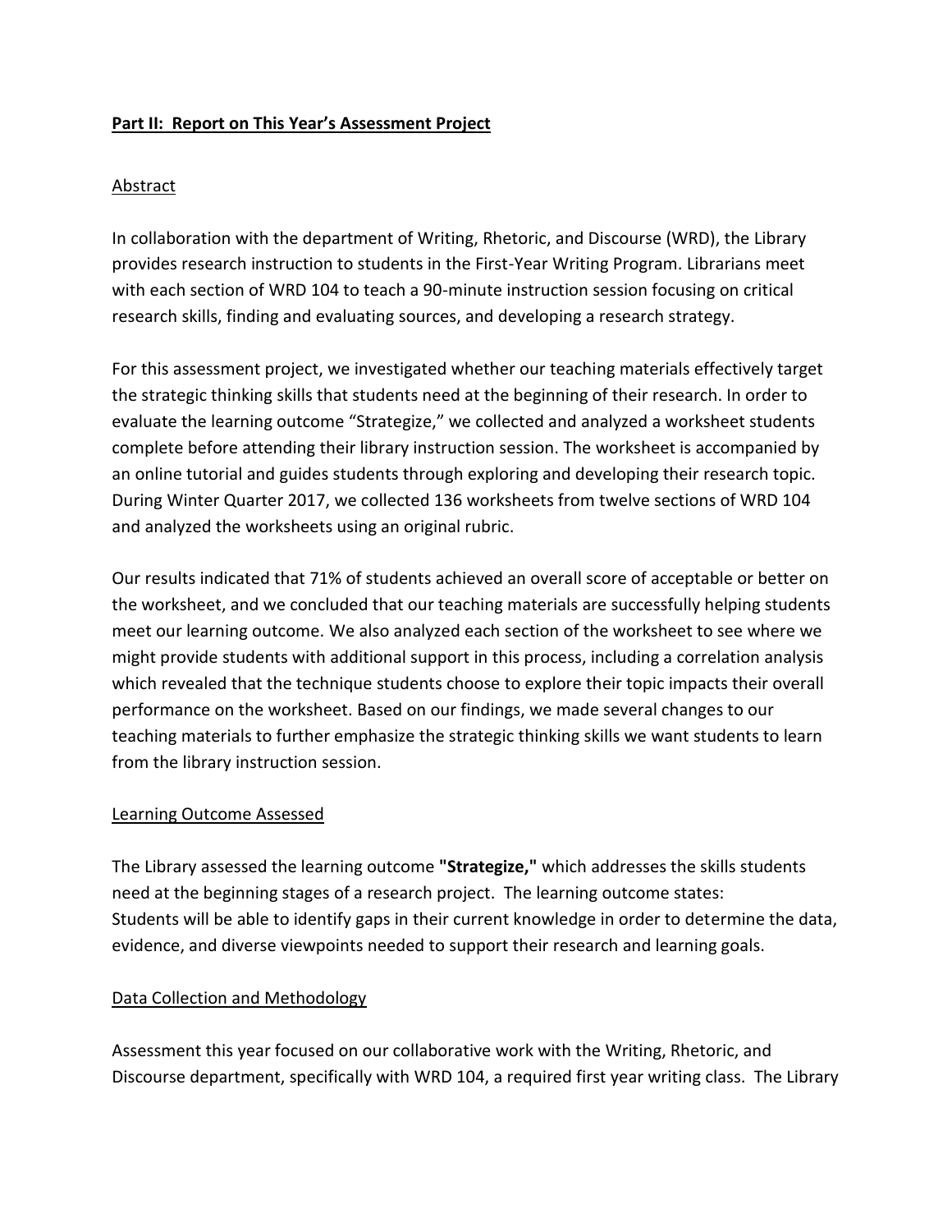**Part II: Report on This Year's Assessment Project**

Abstract

In collaboration with the department of Writing, Rhetoric, and Discourse (WRD), the Library provides research instruction to students in the First-Year Writing Program. Librarians meet with each section of WRD 104 to teach a 90-minute instruction session focusing on critical research skills, finding and evaluating sources, and developing a research strategy.

For this assessment project, we investigated whether our teaching materials effectively target the strategic thinking skills that students need at the beginning of their research. In order to evaluate the learning outcome "Strategize," we collected and analyzed a worksheet students complete before attending their library instruction session. The worksheet is accompanied by an online tutorial and guides students through exploring and developing their research topic. During Winter Quarter 2017, we collected 136 worksheets from twelve sections of WRD 104 and analyzed the worksheets using an original rubric.

Our results indicated that 71% of students achieved an overall score of acceptable or better on the worksheet, and we concluded that our teaching materials are successfully helping students meet our learning outcome. We also analyzed each section of the worksheet to see where we might provide students with additional support in this process, including a correlation analysis which revealed that the technique students choose to explore their topic impacts their overall performance on the worksheet. Based on our findings, we made several changes to our teaching materials to further emphasize the strategic thinking skills we want students to learn from the library instruction session.

Learning Outcome Assessed

The Library assessed the learning outcome **"Strategize,"** which addresses the skills students need at the beginning stages of a research project. The learning outcome states:
Students will be able to identify gaps in their current knowledge in order to determine the data, evidence, and diverse viewpoints needed to support their research and learning goals.

Data Collection and Methodology

Assessment this year focused on our collaborative work with the Writing, Rhetoric, and Discourse department, specifically with WRD 104, a required first year writing class. The Library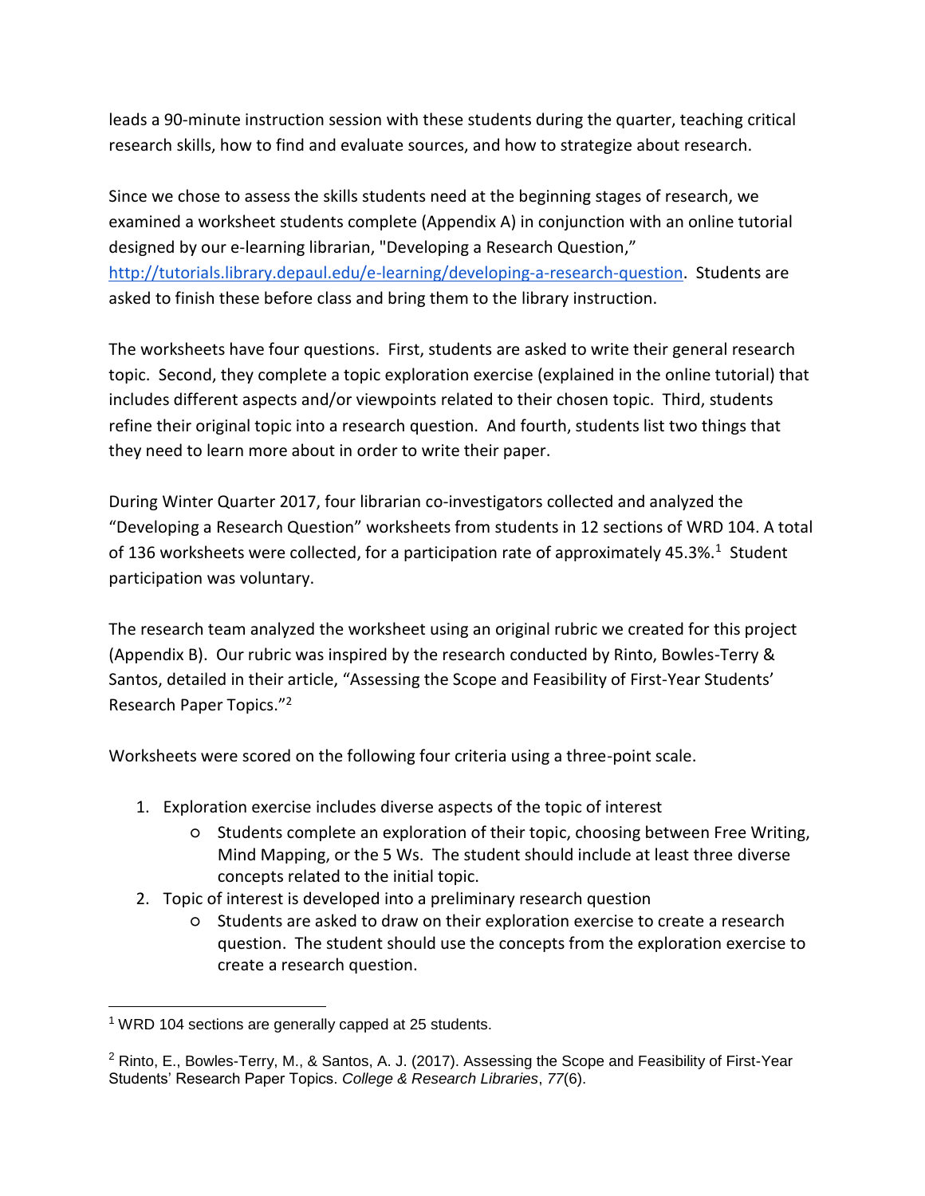leads a 90-minute instruction session with these students during the quarter, teaching critical research skills, how to find and evaluate sources, and how to strategize about research.

Since we chose to assess the skills students need at the beginning stages of research, we examined a worksheet students complete (Appendix A) in conjunction with an online tutorial designed by our e-learning librarian, "Developing a Research Question," http://tutorials.library.depaul.edu/e-learning/developing-a-research-question. Students are asked to finish these before class and bring them to the library instruction.

The worksheets have four questions. First, students are asked to write their general research topic. Second, they complete a topic exploration exercise (explained in the online tutorial) that includes different aspects and/or viewpoints related to their chosen topic. Third, students refine their original topic into a research question. And fourth, students list two things that they need to learn more about in order to write their paper.

During Winter Quarter 2017, four librarian co-investigators collected and analyzed the "Developing a Research Question" worksheets from students in 12 sections of WRD 104. A total of 136 worksheets were collected, for a participation rate of approximately 45.3%.[1] Student participation was voluntary.

The research team analyzed the worksheet using an original rubric we created for this project (Appendix B). Our rubric was inspired by the research conducted by Rinto, Bowles-Terry & Santos, detailed in their article, "Assessing the Scope and Feasibility of First-Year Students' Research Paper Topics."[2]

Worksheets were scored on the following four criteria using a three-point scale.

1. Exploration exercise includes diverse aspects of the topic of interest
   - Students complete an exploration of their topic, choosing between Free Writing, Mind Mapping, or the 5 Ws. The student should include at least three diverse concepts related to the initial topic.
2. Topic of interest is developed into a preliminary research question
   - Students are asked to draw on their exploration exercise to create a research question. The student should use the concepts from the exploration exercise to create a research question.

---

[1] WRD 104 sections are generally capped at 25 students.

[2] Rinto, E., Bowles-Terry, M., & Santos, A. J. (2017). Assessing the Scope and Feasibility of First-Year Students' Research Paper Topics. *College & Research Libraries*, *77*(6).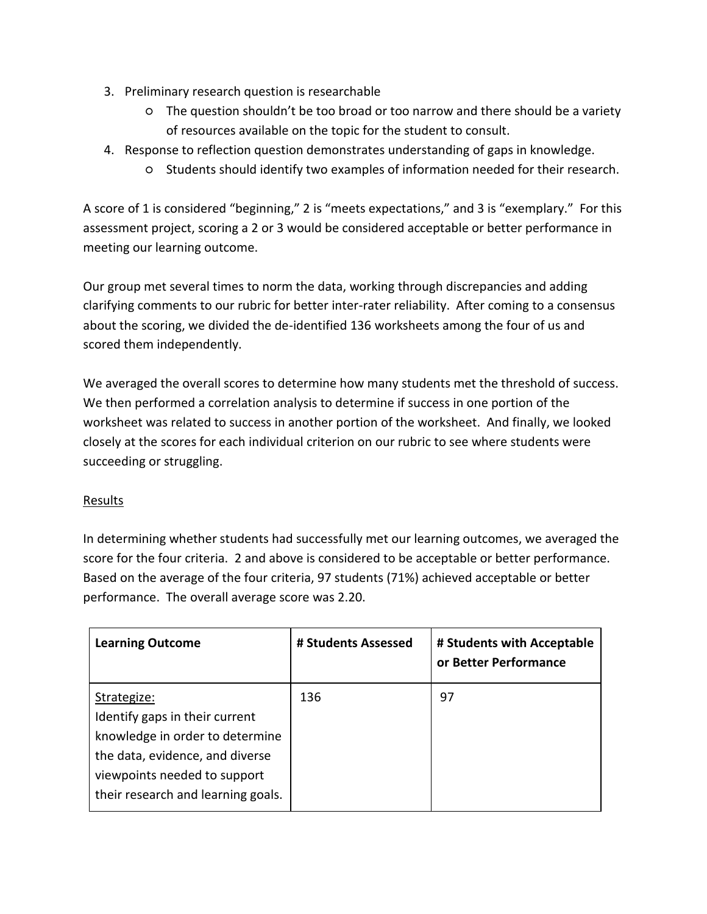3. Preliminary research question is researchable
    - The question shouldn't be too broad or too narrow and there should be a variety of resources available on the topic for the student to consult.
4. Response to reflection question demonstrates understanding of gaps in knowledge.
    - Students should identify two examples of information needed for their research.

A score of 1 is considered "beginning," 2 is "meets expectations," and 3 is "exemplary." For this assessment project, scoring a 2 or 3 would be considered acceptable or better performance in meeting our learning outcome.

Our group met several times to norm the data, working through discrepancies and adding clarifying comments to our rubric for better inter-rater reliability. After coming to a consensus about the scoring, we divided the de-identified 136 worksheets among the four of us and scored them independently.

We averaged the overall scores to determine how many students met the threshold of success. We then performed a correlation analysis to determine if success in one portion of the worksheet was related to success in another portion of the worksheet. And finally, we looked closely at the scores for each individual criterion on our rubric to see where students were succeeding or struggling.

## Results

In determining whether students had successfully met our learning outcomes, we averaged the score for the four criteria. 2 and above is considered to be acceptable or better performance. Based on the average of the four criteria, 97 students (71%) achieved acceptable or better performance. The overall average score was 2.20.

| **Learning Outcome** | **# Students Assessed** | **# Students with Acceptable or Better Performance** |
|---|---|---|
| Strategize: Identify gaps in their current knowledge in order to determine the data, evidence, and diverse viewpoints needed to support their research and learning goals. | 136 | 97 |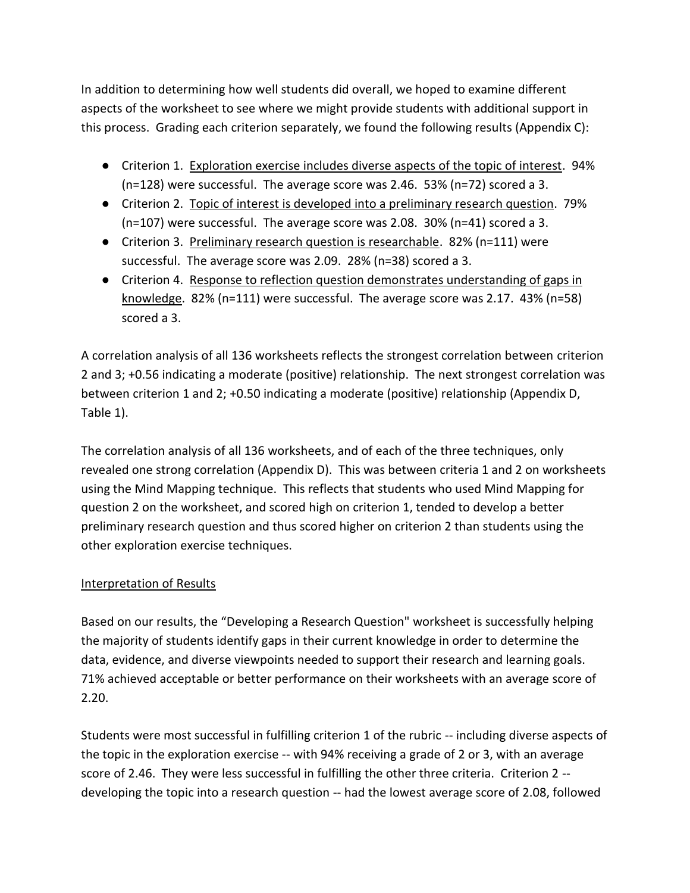In addition to determining how well students did overall, we hoped to examine different aspects of the worksheet to see where we might provide students with additional support in this process. Grading each criterion separately, we found the following results (Appendix C):

- Criterion 1. <u>Exploration exercise includes diverse aspects of the topic of interest</u>. 94% (n=128) were successful. The average score was 2.46. 53% (n=72) scored a 3.
- Criterion 2. <u>Topic of interest is developed into a preliminary research question</u>. 79% (n=107) were successful. The average score was 2.08. 30% (n=41) scored a 3.
- Criterion 3. <u>Preliminary research question is researchable</u>. 82% (n=111) were successful. The average score was 2.09. 28% (n=38) scored a 3.
- Criterion 4. <u>Response to reflection question demonstrates understanding of gaps in knowledge</u>. 82% (n=111) were successful. The average score was 2.17. 43% (n=58) scored a 3.

A correlation analysis of all 136 worksheets reflects the strongest correlation between criterion 2 and 3; +0.56 indicating a moderate (positive) relationship. The next strongest correlation was between criterion 1 and 2; +0.50 indicating a moderate (positive) relationship (Appendix D, Table 1).

The correlation analysis of all 136 worksheets, and of each of the three techniques, only revealed one strong correlation (Appendix D). This was between criteria 1 and 2 on worksheets using the Mind Mapping technique. This reflects that students who used Mind Mapping for question 2 on the worksheet, and scored high on criterion 1, tended to develop a better preliminary research question and thus scored higher on criterion 2 than students using the other exploration exercise techniques.

<u>Interpretation of Results</u>

Based on our results, the "Developing a Research Question" worksheet is successfully helping the majority of students identify gaps in their current knowledge in order to determine the data, evidence, and diverse viewpoints needed to support their research and learning goals. 71% achieved acceptable or better performance on their worksheets with an average score of 2.20.

Students were most successful in fulfilling criterion 1 of the rubric -- including diverse aspects of the topic in the exploration exercise -- with 94% receiving a grade of 2 or 3, with an average score of 2.46. They were less successful in fulfilling the other three criteria. Criterion 2 -- developing the topic into a research question -- had the lowest average score of 2.08, followed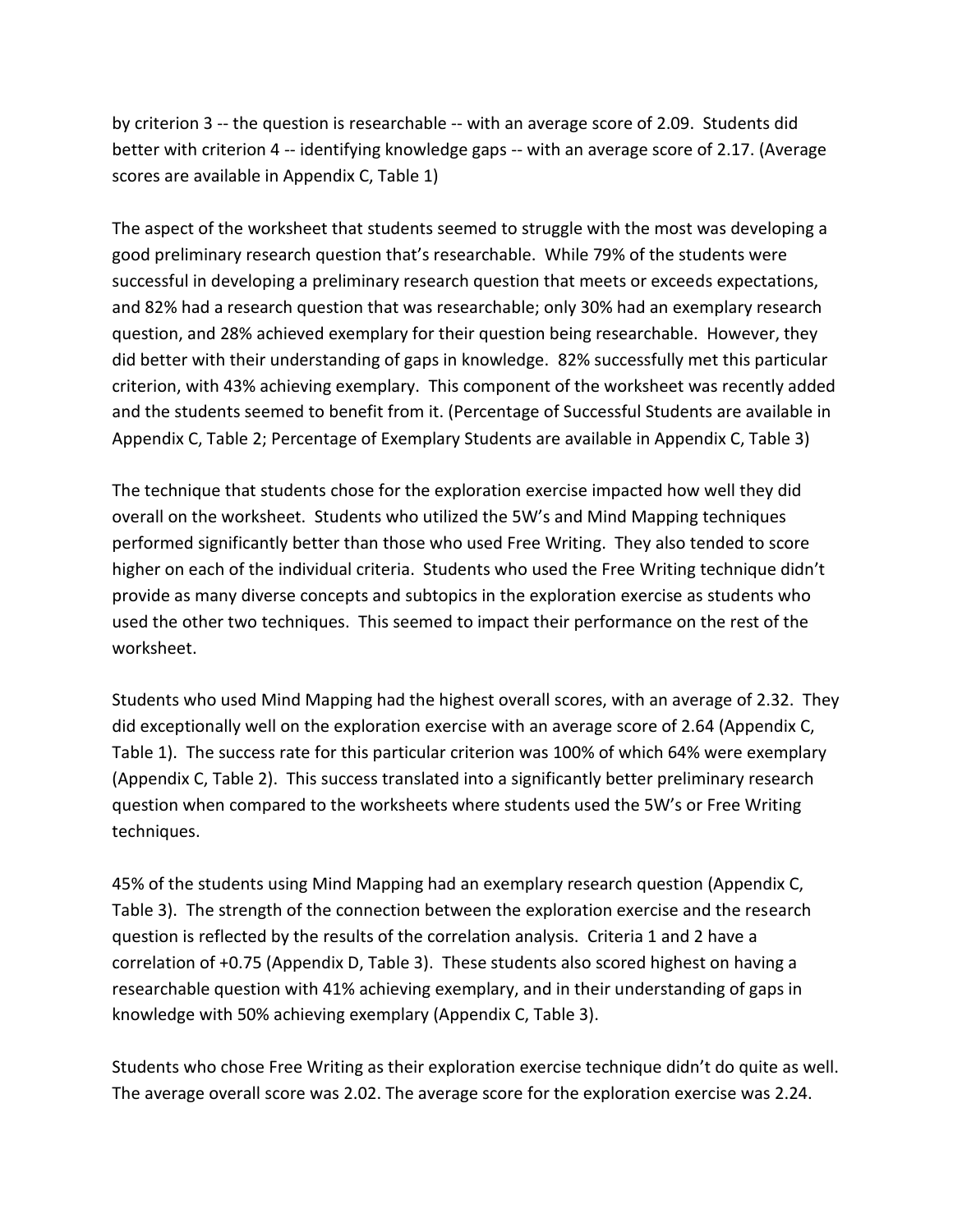by criterion 3 -- the question is researchable -- with an average score of 2.09. Students did better with criterion 4 -- identifying knowledge gaps -- with an average score of 2.17. (Average scores are available in Appendix C, Table 1)

The aspect of the worksheet that students seemed to struggle with the most was developing a good preliminary research question that's researchable. While 79% of the students were successful in developing a preliminary research question that meets or exceeds expectations, and 82% had a research question that was researchable; only 30% had an exemplary research question, and 28% achieved exemplary for their question being researchable. However, they did better with their understanding of gaps in knowledge. 82% successfully met this particular criterion, with 43% achieving exemplary. This component of the worksheet was recently added and the students seemed to benefit from it. (Percentage of Successful Students are available in Appendix C, Table 2; Percentage of Exemplary Students are available in Appendix C, Table 3)

The technique that students chose for the exploration exercise impacted how well they did overall on the worksheet. Students who utilized the 5W's and Mind Mapping techniques performed significantly better than those who used Free Writing. They also tended to score higher on each of the individual criteria. Students who used the Free Writing technique didn't provide as many diverse concepts and subtopics in the exploration exercise as students who used the other two techniques. This seemed to impact their performance on the rest of the worksheet.

Students who used Mind Mapping had the highest overall scores, with an average of 2.32. They did exceptionally well on the exploration exercise with an average score of 2.64 (Appendix C, Table 1). The success rate for this particular criterion was 100% of which 64% were exemplary (Appendix C, Table 2). This success translated into a significantly better preliminary research question when compared to the worksheets where students used the 5W's or Free Writing techniques.

45% of the students using Mind Mapping had an exemplary research question (Appendix C, Table 3). The strength of the connection between the exploration exercise and the research question is reflected by the results of the correlation analysis. Criteria 1 and 2 have a correlation of +0.75 (Appendix D, Table 3). These students also scored highest on having a researchable question with 41% achieving exemplary, and in their understanding of gaps in knowledge with 50% achieving exemplary (Appendix C, Table 3).

Students who chose Free Writing as their exploration exercise technique didn't do quite as well. The average overall score was 2.02. The average score for the exploration exercise was 2.24.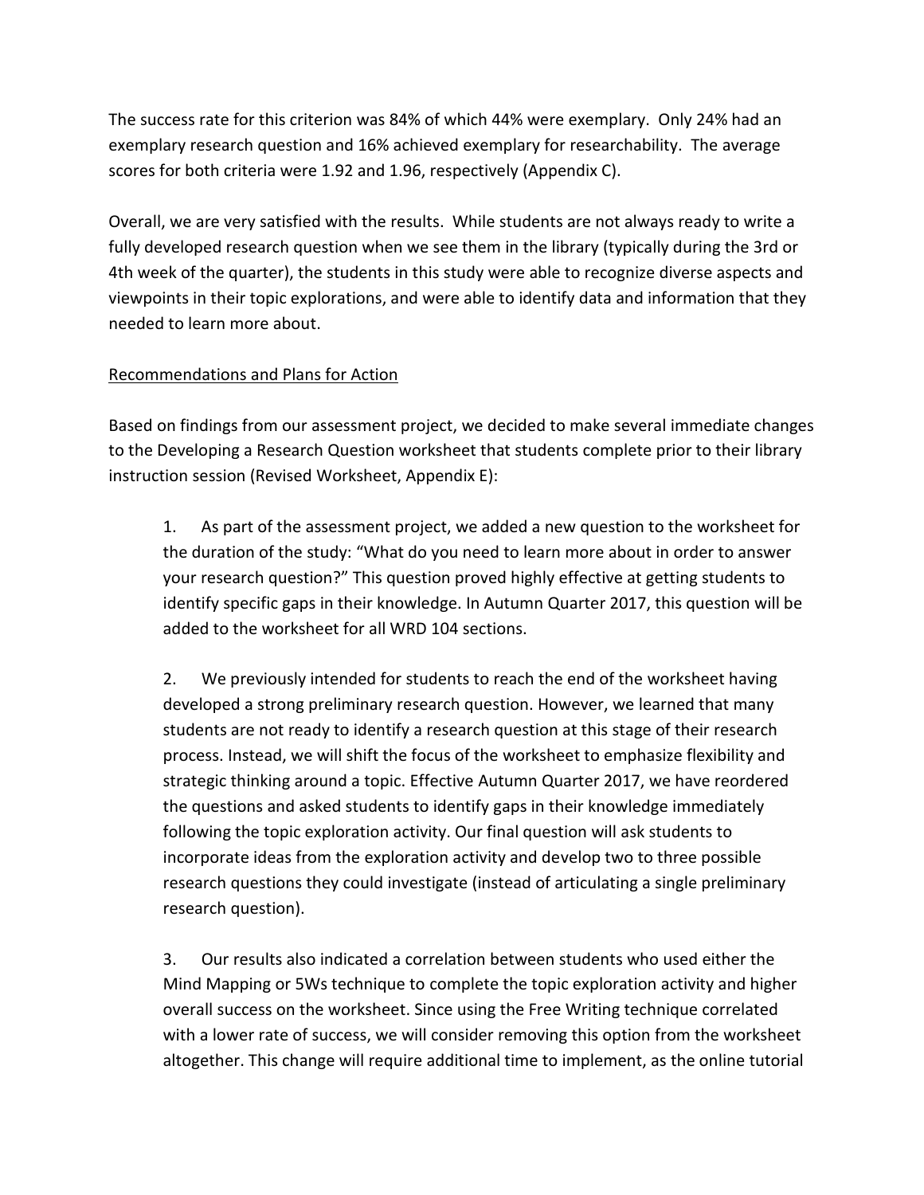The success rate for this criterion was 84% of which 44% were exemplary. Only 24% had an exemplary research question and 16% achieved exemplary for researchability. The average scores for both criteria were 1.92 and 1.96, respectively (Appendix C).

Overall, we are very satisfied with the results. While students are not always ready to write a fully developed research question when we see them in the library (typically during the 3rd or 4th week of the quarter), the students in this study were able to recognize diverse aspects and viewpoints in their topic explorations, and were able to identify data and information that they needed to learn more about.

<u>Recommendations and Plans for Action</u>

Based on findings from our assessment project, we decided to make several immediate changes to the Developing a Research Question worksheet that students complete prior to their library instruction session (Revised Worksheet, Appendix E):

1. As part of the assessment project, we added a new question to the worksheet for the duration of the study: "What do you need to learn more about in order to answer your research question?" This question proved highly effective at getting students to identify specific gaps in their knowledge. In Autumn Quarter 2017, this question will be added to the worksheet for all WRD 104 sections.

2. We previously intended for students to reach the end of the worksheet having developed a strong preliminary research question. However, we learned that many students are not ready to identify a research question at this stage of their research process. Instead, we will shift the focus of the worksheet to emphasize flexibility and strategic thinking around a topic. Effective Autumn Quarter 2017, we have reordered the questions and asked students to identify gaps in their knowledge immediately following the topic exploration activity. Our final question will ask students to incorporate ideas from the exploration activity and develop two to three possible research questions they could investigate (instead of articulating a single preliminary research question).

3. Our results also indicated a correlation between students who used either the Mind Mapping or 5Ws technique to complete the topic exploration activity and higher overall success on the worksheet. Since using the Free Writing technique correlated with a lower rate of success, we will consider removing this option from the worksheet altogether. This change will require additional time to implement, as the online tutorial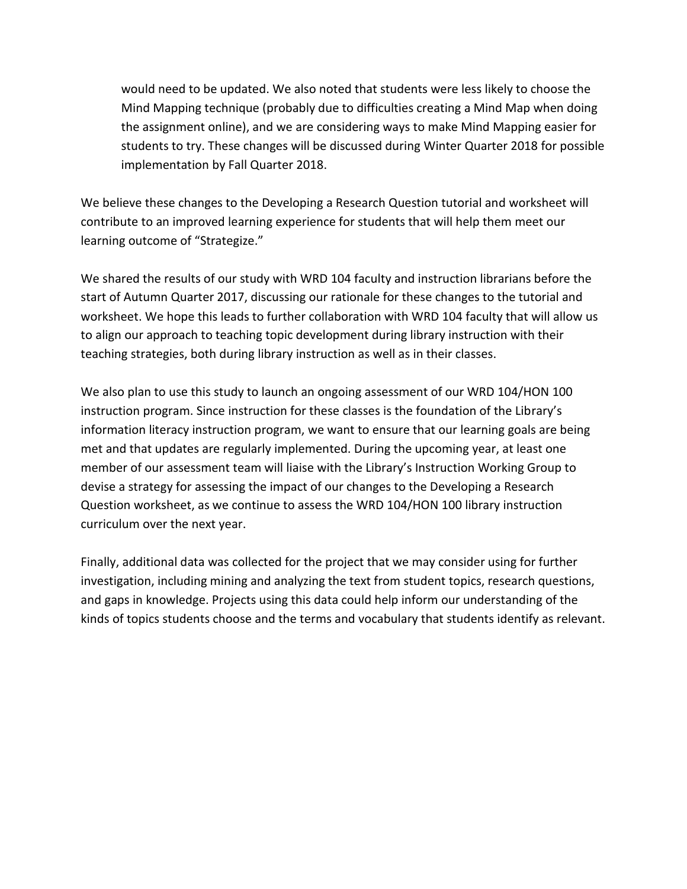would need to be updated. We also noted that students were less likely to choose the Mind Mapping technique (probably due to difficulties creating a Mind Map when doing the assignment online), and we are considering ways to make Mind Mapping easier for students to try. These changes will be discussed during Winter Quarter 2018 for possible implementation by Fall Quarter 2018.

We believe these changes to the Developing a Research Question tutorial and worksheet will contribute to an improved learning experience for students that will help them meet our learning outcome of "Strategize."

We shared the results of our study with WRD 104 faculty and instruction librarians before the start of Autumn Quarter 2017, discussing our rationale for these changes to the tutorial and worksheet. We hope this leads to further collaboration with WRD 104 faculty that will allow us to align our approach to teaching topic development during library instruction with their teaching strategies, both during library instruction as well as in their classes.

We also plan to use this study to launch an ongoing assessment of our WRD 104/HON 100 instruction program. Since instruction for these classes is the foundation of the Library's information literacy instruction program, we want to ensure that our learning goals are being met and that updates are regularly implemented. During the upcoming year, at least one member of our assessment team will liaise with the Library's Instruction Working Group to devise a strategy for assessing the impact of our changes to the Developing a Research Question worksheet, as we continue to assess the WRD 104/HON 100 library instruction curriculum over the next year.

Finally, additional data was collected for the project that we may consider using for further investigation, including mining and analyzing the text from student topics, research questions, and gaps in knowledge. Projects using this data could help inform our understanding of the kinds of topics students choose and the terms and vocabulary that students identify as relevant.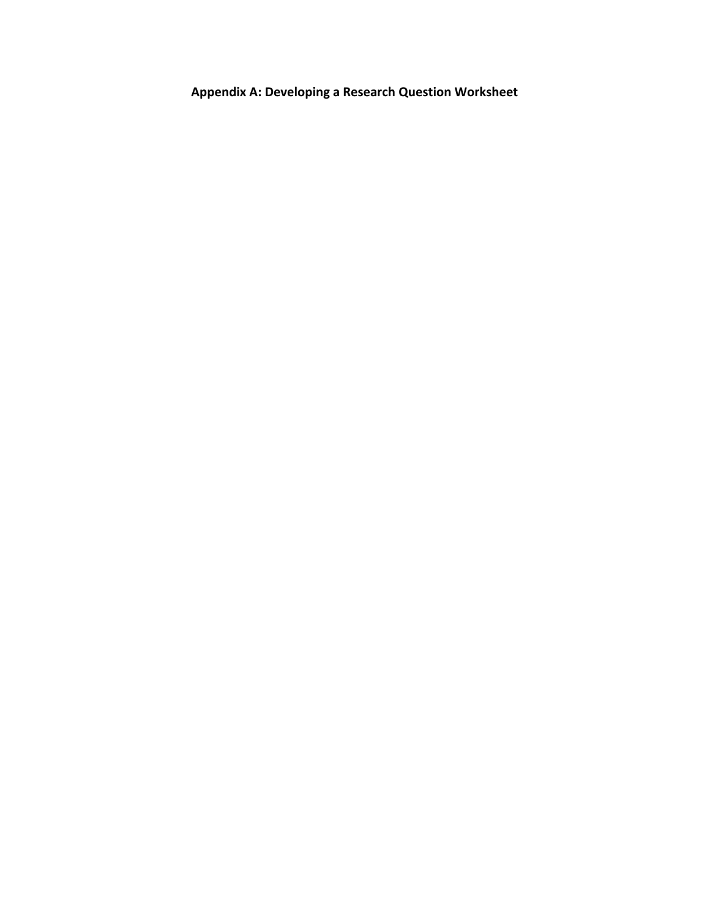# Appendix A: Developing a Research Question Worksheet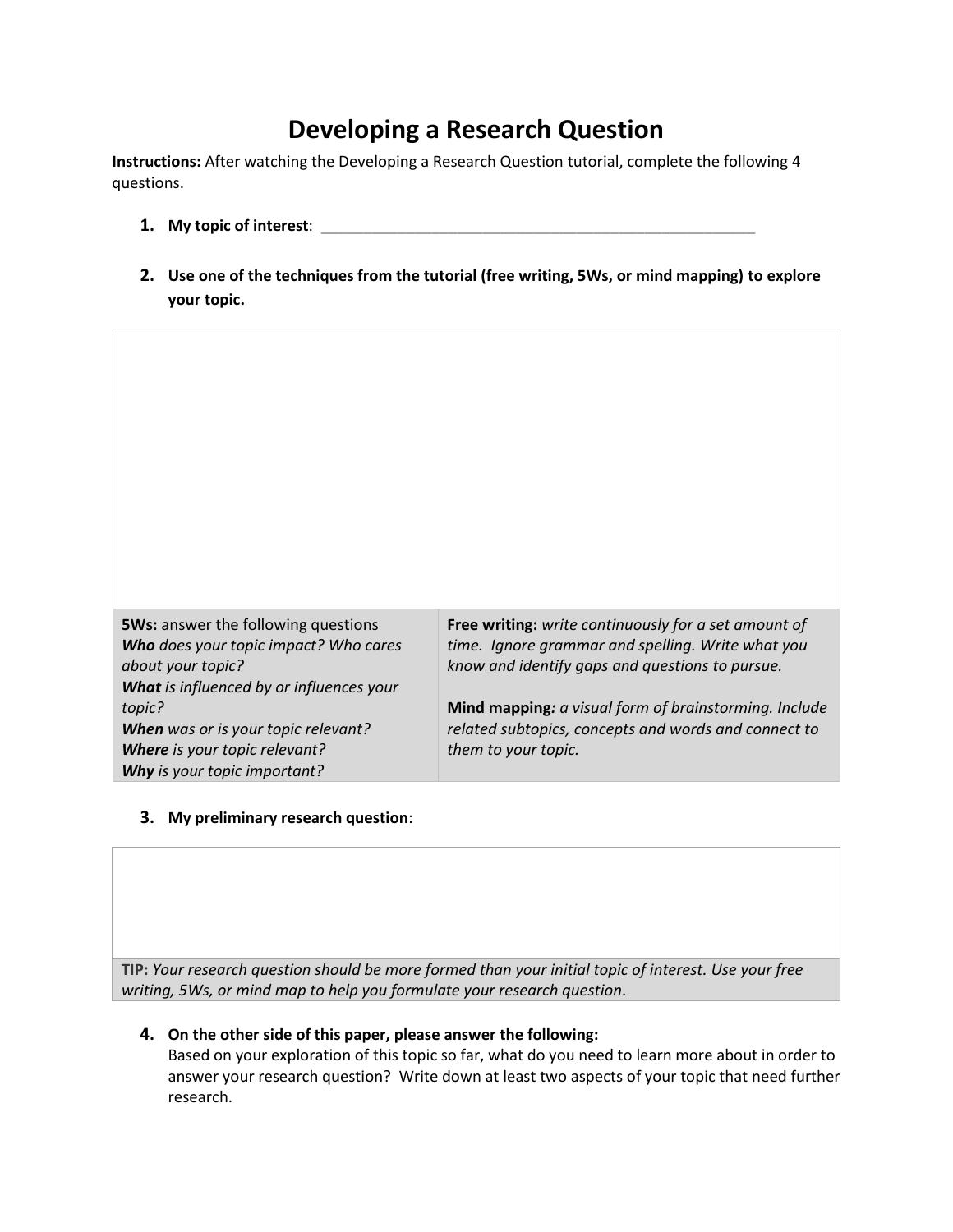# Developing a Research Question

**Instructions:** After watching the Developing a Research Question tutorial, complete the following 4 questions.

1. **My topic of interest**: ______________________________________________________

2. **Use one of the techniques from the tutorial (free writing, 5Ws, or mind mapping) to explore your topic.**

| | |
|---|---|
| | |
| **5Ws:** answer the following questions<br>***Who*** *does your topic impact? Who cares about your topic?*<br>***What*** *is influenced by or influences your topic?*<br>***When*** *was or is your topic relevant?*<br>***Where*** *is your topic relevant?*<br>***Why*** *is your topic important?* | **Free writing:** *write continuously for a set amount of time. Ignore grammar and spelling. Write what you know and identify gaps and questions to pursue.*<br><br>**Mind mapping***: a visual form of brainstorming. Include related subtopics, concepts and words and connect to them to your topic.* |

3. **My preliminary research question**:

| |
|---|
| |
| **TIP:** *Your research question should be more formed than your initial topic of interest. Use your free writing, 5Ws, or mind map to help you formulate your research question*. |

4. **On the other side of this paper, please answer the following:**
   Based on your exploration of this topic so far, what do you need to learn more about in order to answer your research question? Write down at least two aspects of your topic that need further research.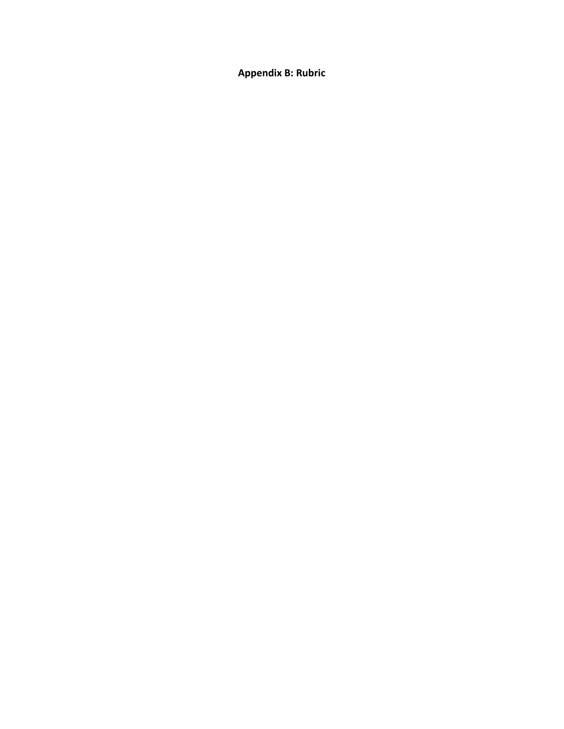**Appendix B: Rubric**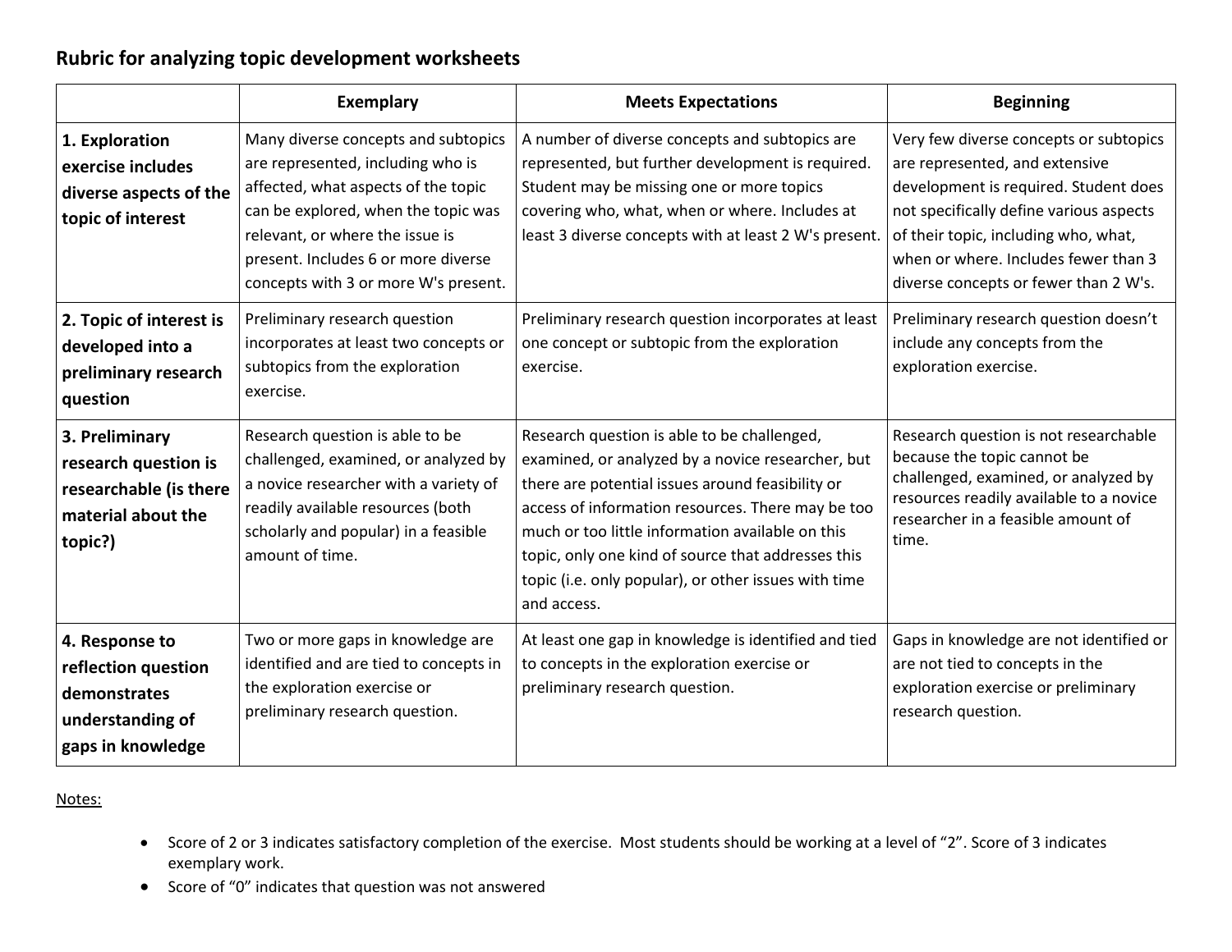## Rubric for analyzing topic development worksheets

| | Exemplary | Meets Expectations | Beginning |
|---|---|---|---|
| **1. Exploration exercise includes diverse aspects of the topic of interest** | Many diverse concepts and subtopics are represented, including who is affected, what aspects of the topic can be explored, when the topic was relevant, or where the issue is present. Includes 6 or more diverse concepts with 3 or more W's present. | A number of diverse concepts and subtopics are represented, but further development is required. Student may be missing one or more topics covering who, what, when or where. Includes at least 3 diverse concepts with at least 2 W's present. | Very few diverse concepts or subtopics are represented, and extensive development is required. Student does not specifically define various aspects of their topic, including who, what, when or where. Includes fewer than 3 diverse concepts or fewer than 2 W's. |
| **2. Topic of interest is developed into a preliminary research question** | Preliminary research question incorporates at least two concepts or subtopics from the exploration exercise. | Preliminary research question incorporates at least one concept or subtopic from the exploration exercise. | Preliminary research question doesn't include any concepts from the exploration exercise. |
| **3. Preliminary research question is researchable (is there material about the topic?)** | Research question is able to be challenged, examined, or analyzed by a novice researcher with a variety of readily available resources (both scholarly and popular) in a feasible amount of time. | Research question is able to be challenged, examined, or analyzed by a novice researcher, but there are potential issues around feasibility or access of information resources. There may be too much or too little information available on this topic, only one kind of source that addresses this topic (i.e. only popular), or other issues with time and access. | Research question is not researchable because the topic cannot be challenged, examined, or analyzed by resources readily available to a novice researcher in a feasible amount of time. |
| **4. Response to reflection question demonstrates understanding of gaps in knowledge** | Two or more gaps in knowledge are identified and are tied to concepts in the exploration exercise or preliminary research question. | At least one gap in knowledge is identified and tied to concepts in the exploration exercise or preliminary research question. | Gaps in knowledge are not identified or are not tied to concepts in the exploration exercise or preliminary research question. |

Notes:

- Score of 2 or 3 indicates satisfactory completion of the exercise. Most students should be working at a level of "2". Score of 3 indicates exemplary work.
- Score of "0" indicates that question was not answered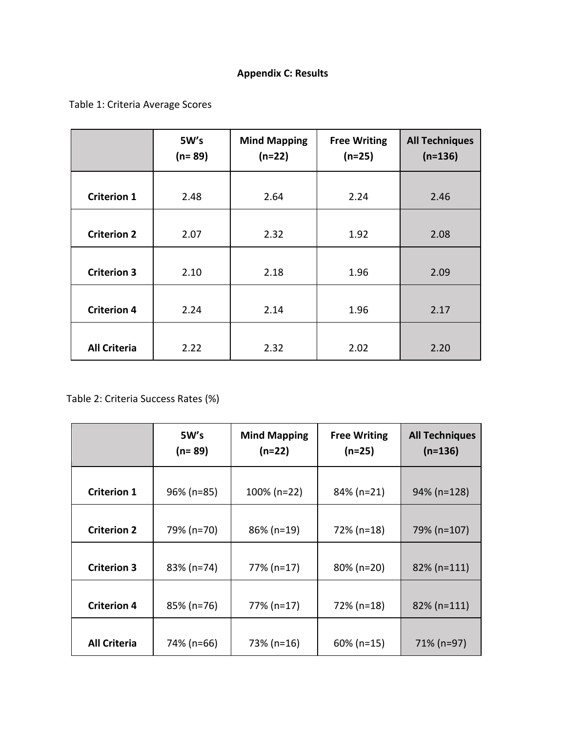**Appendix C: Results**

Table 1: Criteria Average Scores

| | 5W's (n= 89) | Mind Mapping (n=22) | Free Writing (n=25) | All Techniques (n=136) |
|---|---|---|---|---|
| **Criterion 1** | 2.48 | 2.64 | 2.24 | 2.46 |
| **Criterion 2** | 2.07 | 2.32 | 1.92 | 2.08 |
| **Criterion 3** | 2.10 | 2.18 | 1.96 | 2.09 |
| **Criterion 4** | 2.24 | 2.14 | 1.96 | 2.17 |
| **All Criteria** | 2.22 | 2.32 | 2.02 | 2.20 |

Table 2: Criteria Success Rates (%)

| | 5W's (n= 89) | Mind Mapping (n=22) | Free Writing (n=25) | All Techniques (n=136) |
|---|---|---|---|---|
| **Criterion 1** | 96% (n=85) | 100% (n=22) | 84% (n=21) | 94% (n=128) |
| **Criterion 2** | 79% (n=70) | 86% (n=19) | 72% (n=18) | 79% (n=107) |
| **Criterion 3** | 83% (n=74) | 77% (n=17) | 80% (n=20) | 82% (n=111) |
| **Criterion 4** | 85% (n=76) | 77% (n=17) | 72% (n=18) | 82% (n=111) |
| **All Criteria** | 74% (n=66) | 73% (n=16) | 60% (n=15) | 71% (n=97) |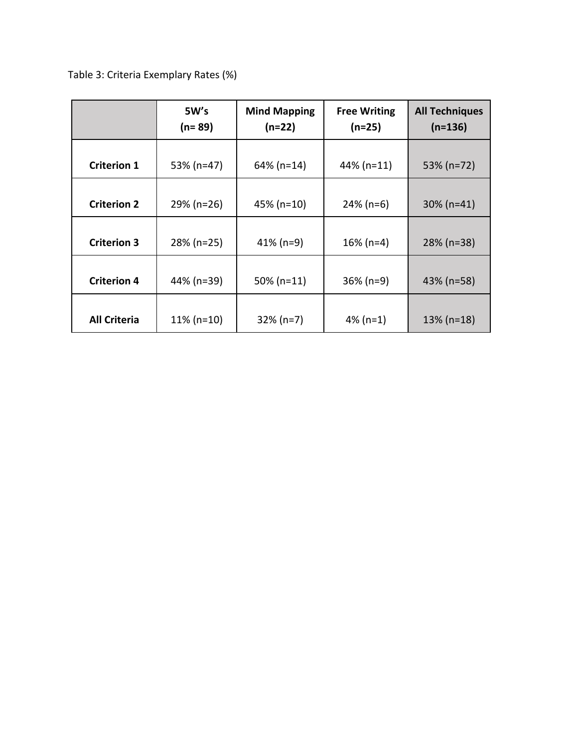Table 3: Criteria Exemplary Rates (%)

| | 5W's (n= 89) | Mind Mapping (n=22) | Free Writing (n=25) | All Techniques (n=136) |
|---|---|---|---|---|
| **Criterion 1** | 53% (n=47) | 64% (n=14) | 44% (n=11) | 53% (n=72) |
| **Criterion 2** | 29% (n=26) | 45% (n=10) | 24% (n=6) | 30% (n=41) |
| **Criterion 3** | 28% (n=25) | 41% (n=9) | 16% (n=4) | 28% (n=38) |
| **Criterion 4** | 44% (n=39) | 50% (n=11) | 36% (n=9) | 43% (n=58) |
| **All Criteria** | 11% (n=10) | 32% (n=7) | 4% (n=1) | 13% (n=18) |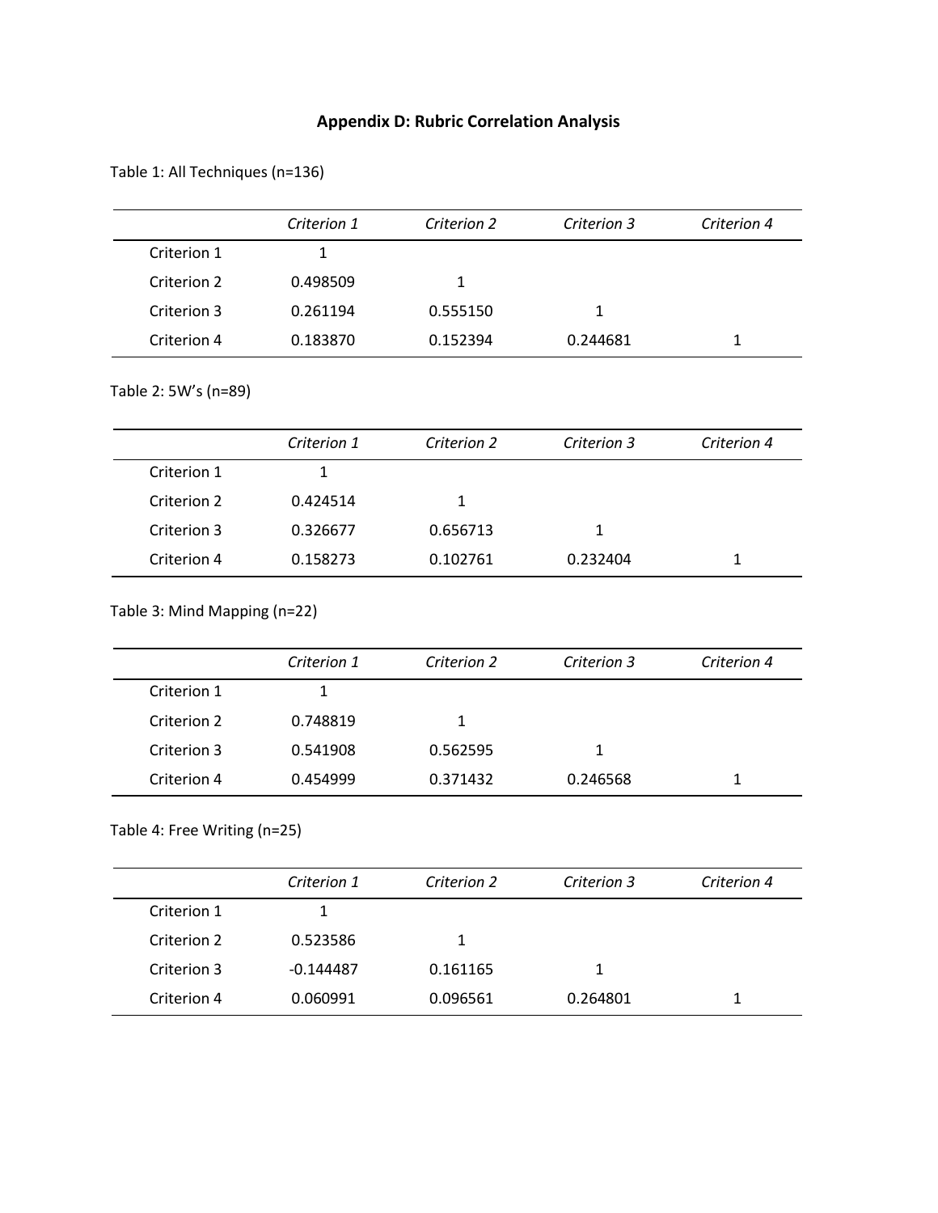# Appendix D: Rubric Correlation Analysis

Table 1: All Techniques (n=136)

| | *Criterion 1* | *Criterion 2* | *Criterion 3* | *Criterion 4* |
|---|---|---|---|---|
| Criterion 1 | 1 | | | |
| Criterion 2 | 0.498509 | 1 | | |
| Criterion 3 | 0.261194 | 0.555150 | 1 | |
| Criterion 4 | 0.183870 | 0.152394 | 0.244681 | 1 |

Table 2: 5W's (n=89)

| | *Criterion 1* | *Criterion 2* | *Criterion 3* | *Criterion 4* |
|---|---|---|---|---|
| Criterion 1 | 1 | | | |
| Criterion 2 | 0.424514 | 1 | | |
| Criterion 3 | 0.326677 | 0.656713 | 1 | |
| Criterion 4 | 0.158273 | 0.102761 | 0.232404 | 1 |

Table 3: Mind Mapping (n=22)

| | *Criterion 1* | *Criterion 2* | *Criterion 3* | *Criterion 4* |
|---|---|---|---|---|
| Criterion 1 | 1 | | | |
| Criterion 2 | 0.748819 | 1 | | |
| Criterion 3 | 0.541908 | 0.562595 | 1 | |
| Criterion 4 | 0.454999 | 0.371432 | 0.246568 | 1 |

Table 4: Free Writing (n=25)

| | *Criterion 1* | *Criterion 2* | *Criterion 3* | *Criterion 4* |
|---|---|---|---|---|
| Criterion 1 | 1 | | | |
| Criterion 2 | 0.523586 | 1 | | |
| Criterion 3 | -0.144487 | 0.161165 | 1 | |
| Criterion 4 | 0.060991 | 0.096561 | 0.264801 | 1 |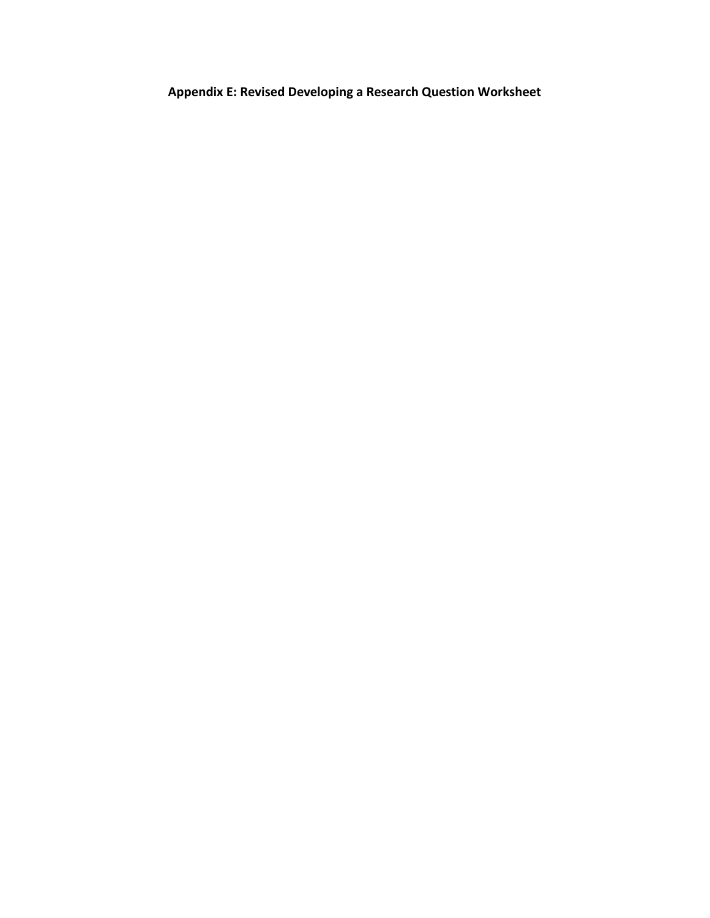**Appendix E: Revised Developing a Research Question Worksheet**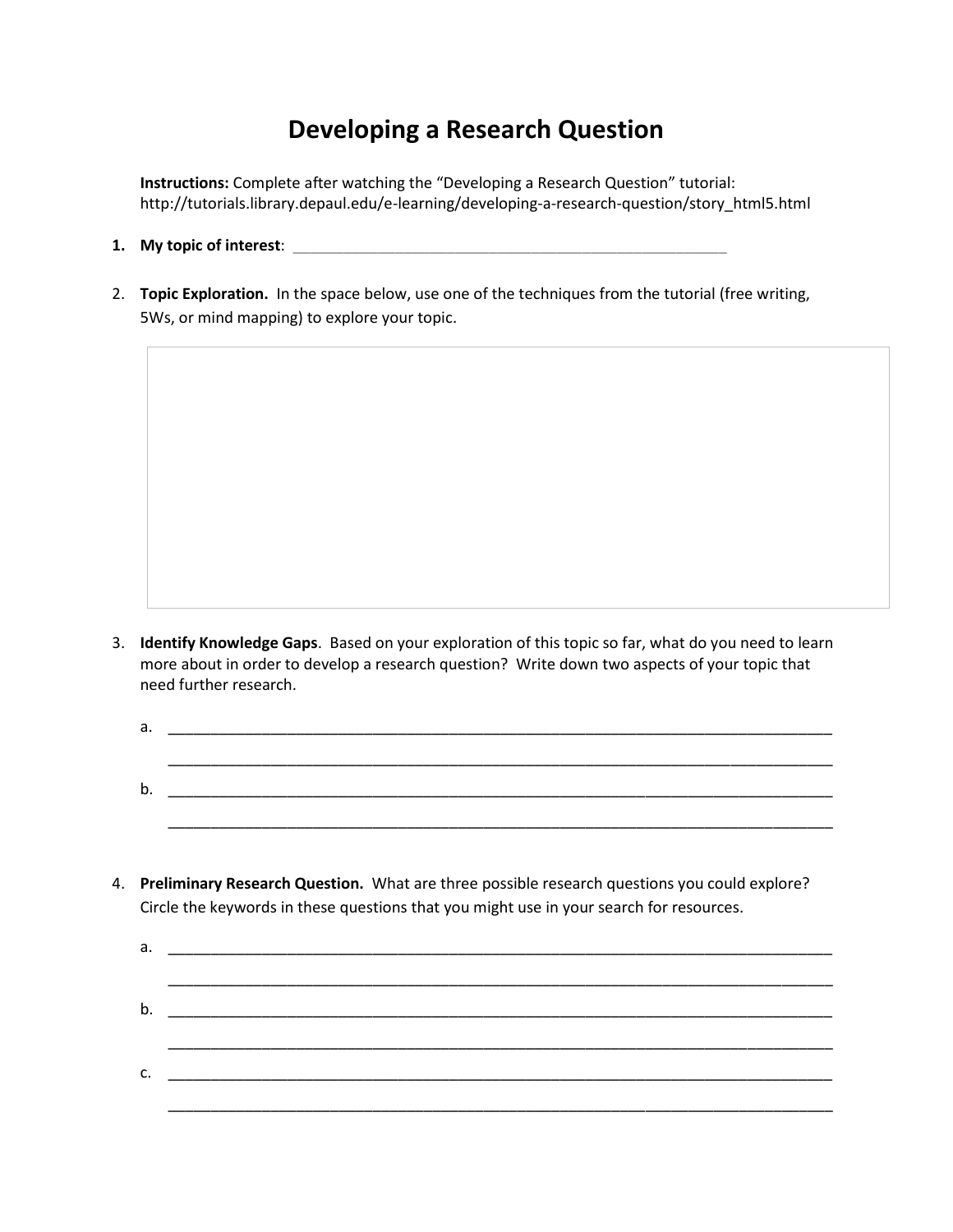# Developing a Research Question

**Instructions:** Complete after watching the "Developing a Research Question" tutorial: http://tutorials.library.depaul.edu/e-learning/developing-a-research-question/story_html5.html

1. **My topic of interest**: ______________________________________________

2. **Topic Exploration.** In the space below, use one of the techniques from the tutorial (free writing, 5Ws, or mind mapping) to explore your topic.

3. **Identify Knowledge Gaps**. Based on your exploration of this topic so far, what do you need to learn more about in order to develop a research question? Write down two aspects of your topic that need further research.

   a. ______________________________________________________________________

   ______________________________________________________________________

   b. ______________________________________________________________________

   ______________________________________________________________________

4. **Preliminary Research Question.** What are three possible research questions you could explore? Circle the keywords in these questions that you might use in your search for resources.

   a. ______________________________________________________________________

   ______________________________________________________________________

   b. ______________________________________________________________________

   ______________________________________________________________________

   c. ______________________________________________________________________

   ______________________________________________________________________